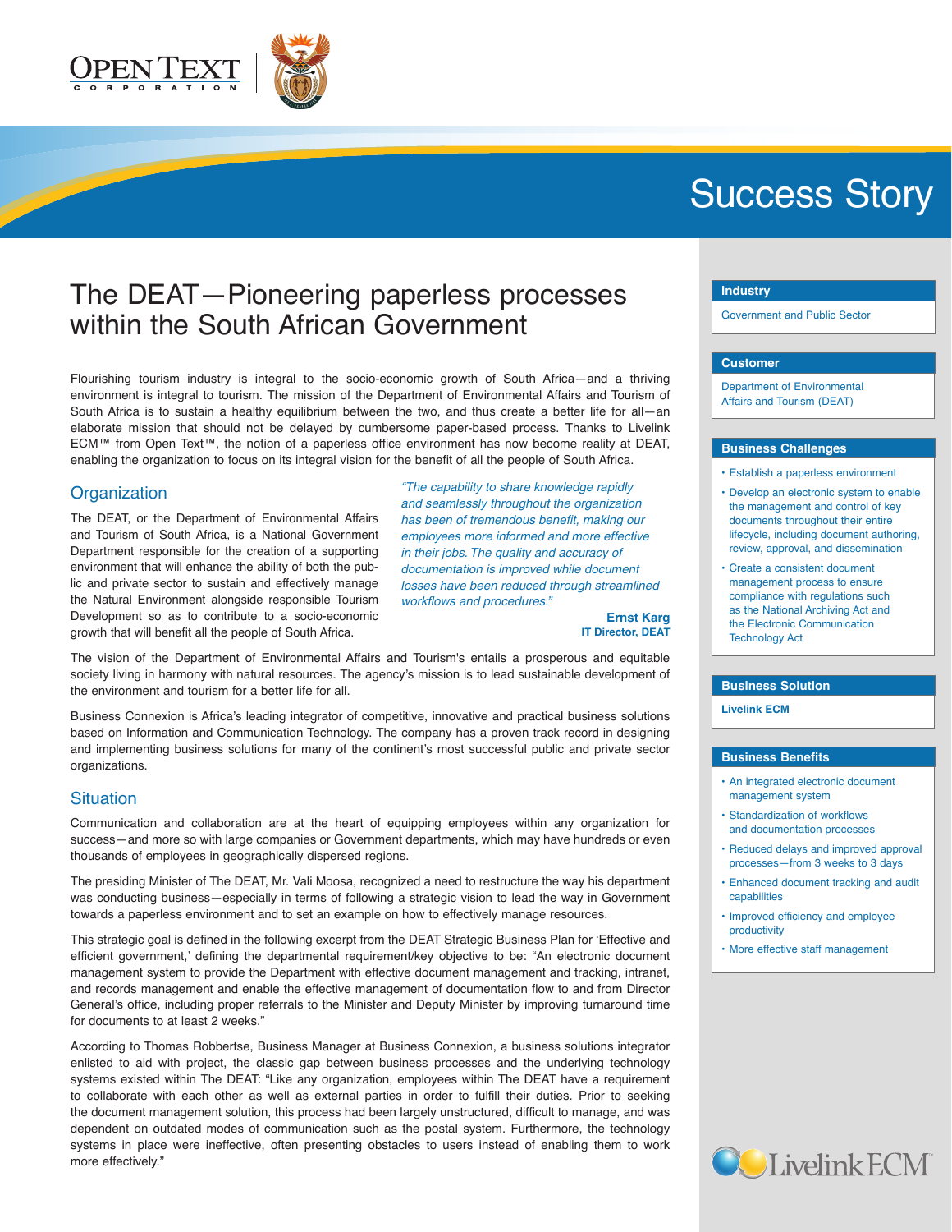# Success Story

## The DEAT—Pioneering paperless processes within the South African Government

Flourishing tourism industry is integral to the socio-economic growth of South Africa—and a thriving environment is integral to tourism. The mission of the Department of Environmental Affairs and Tourism of South Africa is to sustain a healthy equilibrium between the two, and thus create a better life for all—an elaborate mission that should not be delayed by cumbersome paper-based process. Thanks to Livelink ECM™ from Open Text™, the notion of a paperless office environment has now become reality at DEAT, enabling the organization to focus on its integral vision for the benefit of all the people of South Africa.

### Organization

The DEAT, or the Department of Environmental Affairs and Tourism of South Africa, is a National Government Department responsible for the creation of a supporting environment that will enhance the ability of both the public and private sector to sustain and effectively manage the Natural Environment alongside responsible Tourism Development so as to contribute to a socio-economic growth that will benefit all the people of South Africa.

> *"The capability to share knowledge rapidly and seamlessly throughout the organization has been of tremendous benefit, making our employees more informed and more effective in their jobs. The quality and accuracy of documentation is improved while document losses have been reduced through streamlined workflows and procedures."*
>
> **Ernst Karg**
> **IT Director, DEAT**

The vision of the Department of Environmental Affairs and Tourism's entails a prosperous and equitable society living in harmony with natural resources. The agency's mission is to lead sustainable development of the environment and tourism for a better life for all.

Business Connexion is Africa's leading integrator of competitive, innovative and practical business solutions based on Information and Communication Technology. The company has a proven track record in designing and implementing business solutions for many of the continent's most successful public and private sector organizations.

### Situation

Communication and collaboration are at the heart of equipping employees within any organization for success—and more so with large companies or Government departments, which may have hundreds or even thousands of employees in geographically dispersed regions.

The presiding Minister of The DEAT, Mr. Vali Moosa, recognized a need to restructure the way his department was conducting business—especially in terms of following a strategic vision to lead the way in Government towards a paperless environment and to set an example on how to effectively manage resources.

This strategic goal is defined in the following excerpt from the DEAT Strategic Business Plan for 'Effective and efficient government,' defining the departmental requirement/key objective to be: "An electronic document management system to provide the Department with effective document management and tracking, intranet, and records management and enable the effective management of documentation flow to and from Director General's office, including proper referrals to the Minister and Deputy Minister by improving turnaround time for documents to at least 2 weeks."

According to Thomas Robbertse, Business Manager at Business Connexion, a business solutions integrator enlisted to aid with project, the classic gap between business processes and the underlying technology systems existed within The DEAT: "Like any organization, employees within The DEAT have a requirement to collaborate with each other as well as external parties in order to fulfill their duties. Prior to seeking the document management solution, this process had been largely unstructured, difficult to manage, and was dependent on outdated modes of communication such as the postal system. Furthermore, the technology systems in place were ineffective, often presenting obstacles to users instead of enabling them to work more effectively."

---

**Industry**

Government and Public Sector

**Customer**

Department of Environmental Affairs and Tourism (DEAT)

**Business Challenges**

- Establish a paperless environment
- Develop an electronic system to enable the management and control of key documents throughout their entire lifecycle, including document authoring, review, approval, and dissemination
- Create a consistent document management process to ensure compliance with regulations such as the National Archiving Act and the Electronic Communication Technology Act

**Business Solution**

**Livelink ECM**

**Business Benefits**

- An integrated electronic document management system
- Standardization of workflows and documentation processes
- Reduced delays and improved approval processes—from 3 weeks to 3 days
- Enhanced document tracking and audit capabilities
- Improved efficiency and employee productivity
- More effective staff management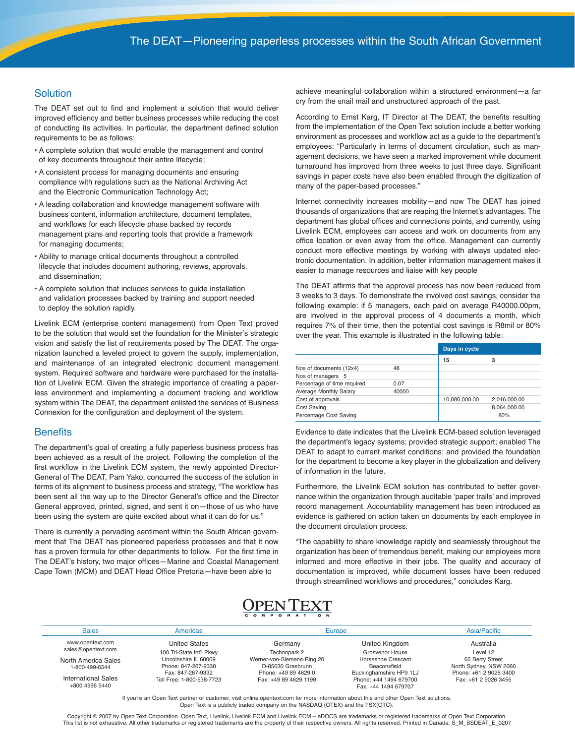## Solution

The DEAT set out to find and implement a solution that would deliver improved efficiency and better business processes while reducing the cost of conducting its activities. In particular, the department defined solution requirements to be as follows:

- A complete solution that would enable the management and control of key documents throughout their entire lifecycle;
- A consistent process for managing documents and ensuring compliance with regulations such as the National Archiving Act and the Electronic Communication Technology Act;
- A leading collaboration and knowledge management software with business content, information architecture, document templates, and workflows for each lifecycle phase backed by records management plans and reporting tools that provide a framework for managing documents;
- Ability to manage critical documents throughout a controlled lifecycle that includes document authoring, reviews, approvals, and dissemination;
- A complete solution that includes services to guide installation and validation processes backed by training and support needed to deploy the solution rapidly.

Livelink ECM (enterprise content management) from Open Text proved to be the solution that would set the foundation for the Minister's strategic vision and satisfy the list of requirements posed by The DEAT. The organization launched a leveled project to govern the supply, implementation, and maintenance of an integrated electronic document management system. Required software and hardware were purchased for the installation of Livelink ECM. Given the strategic importance of creating a paperless environment and implementing a document tracking and workflow system within The DEAT, the department enlisted the services of Business Connexion for the configuration and deployment of the system.

## Benefits

The department's goal of creating a fully paperless business process has been achieved as a result of the project. Following the completion of the first workflow in the Livelink ECM system, the newly appointed Director-General of The DEAT, Pam Yako, concurred the success of the solution in terms of its alignment to business process and strategy, "The workflow has been sent all the way up to the Director General's office and the Director General approved, printed, signed, and sent it on—those of us who have been using the system are quite excited about what it can do for us."

There is currently a pervading sentiment within the South African government that The DEAT has pioneered paperless processes and that it now has a proven formula for other departments to follow. For the first time in The DEAT's history, two major offices—Marine and Coastal Management Cape Town (MCM) and DEAT Head Office Pretoria—have been able to achieve meaningful collaboration within a structured environment—a far cry from the snail mail and unstructured approach of the past.

According to Ernst Karg, IT Director at The DEAT, the benefits resulting from the implementation of the Open Text solution include a better working environment as processes and workflow act as a guide to the department's employees: "Particularly in terms of document circulation, such as management decisions, we have seen a marked improvement while document turnaround has improved from three weeks to just three days. Significant savings in paper costs have also been enabled through the digitization of many of the paper-based processes."

Internet connectivity increases mobility—and now The DEAT has joined thousands of organizations that are reaping the Internet's advantages. The department has global offices and connections points, and currently, using Livelink ECM, employees can access and work on documents from any office location or even away from the office. Management can currently conduct more effective meetings by working with always updated electronic documentation. In addition, better information management makes it easier to manage resources and liaise with key people

The DEAT affirms that the approval process has now been reduced from 3 weeks to 3 days. To demonstrate the involved cost savings, consider the following example: if 5 managers, each paid on average R40000.00pm, are involved in the approval process of 4 documents a month, which requires 7% of their time, then the potential cost savings is R8mil or 80% over the year. This example is illustrated in the following table:

| | | Days in cycle | |
|---|---|---|---|
| | | 15 | 3 |
| Nos of documents (12x4) | 48 | | |
| Nos of managers 5 | | | |
| Percentage of time required | 0.07 | | |
| Average Monthly Salary | 40000 | | |
| Cost of approvals | | 10,080,000.00 | 2,016,000.00 |
| Cost Saving | | | 8,064,000.00 |
| Percentage Cost Saving | | | 80% |

Evidence to date indicates that the Livelink ECM-based solution leveraged the department's legacy systems; provided strategic support; enabled The DEAT to adapt to current market conditions; and provided the foundation for the department to become a key player in the globalization and delivery of information in the future.

Furthermore, the Livelink ECM solution has contributed to better governance within the organization through auditable 'paper trails' and improved record management. Accountability management has been introduced as evidence is gathered on action taken on documents by each employee in the document circulation process.

"The capability to share knowledge rapidly and seamlessly throughout the organization has been of tremendous benefit, making our employees more informed and more effective in their jobs. The quality and accuracy of documentation is improved, while document losses have been reduced through streamlined workflows and procedures," concludes Karg.

OPEN TEXT CORPORATION

| Sales | Americas | Europe | | Asia/Pacific |
|---|---|---|---|---|
| www.opentext.com<br>sales@opentext.com<br><br>North America Sales<br>1-800-499-6544<br><br>International Sales<br>+800 4996 5440 | United States<br>100 Tri-State Int'l Pkwy<br>Lincolnshire IL 60069<br>Phone: 847-267-9330<br>Fax: 847-267-9332<br>Toll Free: 1-800-538-7723 | Germany<br>Technopark 2<br>Werner-von-Siemens-Ring 20<br>D-85630 Grasbrunn<br>Phone: +49 89 4629 0<br>Fax: +49 89 4629 1199 | United Kingdom<br>Grosvenor House<br>Horseshoe Crescent<br>Beaconsfield<br>Buckinghamshire HP9 1LJ<br>Phone: +44 1494 679700<br>Fax: +44 1494 679707 | Australia<br>Level 12<br>65 Berry Street<br>North Sydney, NSW 2060<br>Phone: +61 2 9026 3400<br>Fax: +61 2 9026 3455 |

If you're an Open Text partner or customer, visit online.opentext.com for more information about this and other Open Text solutions.
Open Text is a publicly traded company on the NASDAQ (OTEX) and the TSX(OTC).

Copyright © 2007 by Open Text Corporation. Open Text, Livelink, Livelink ECM and Livelink ECM – eDOCS are trademarks or registered trademarks of Open Text Corporation. This list is not exhaustive. All other trademarks or registered trademarks are the property of their respective owners. All rights reserved. Printed in Canada. S_M_SSDEAT_E_0207